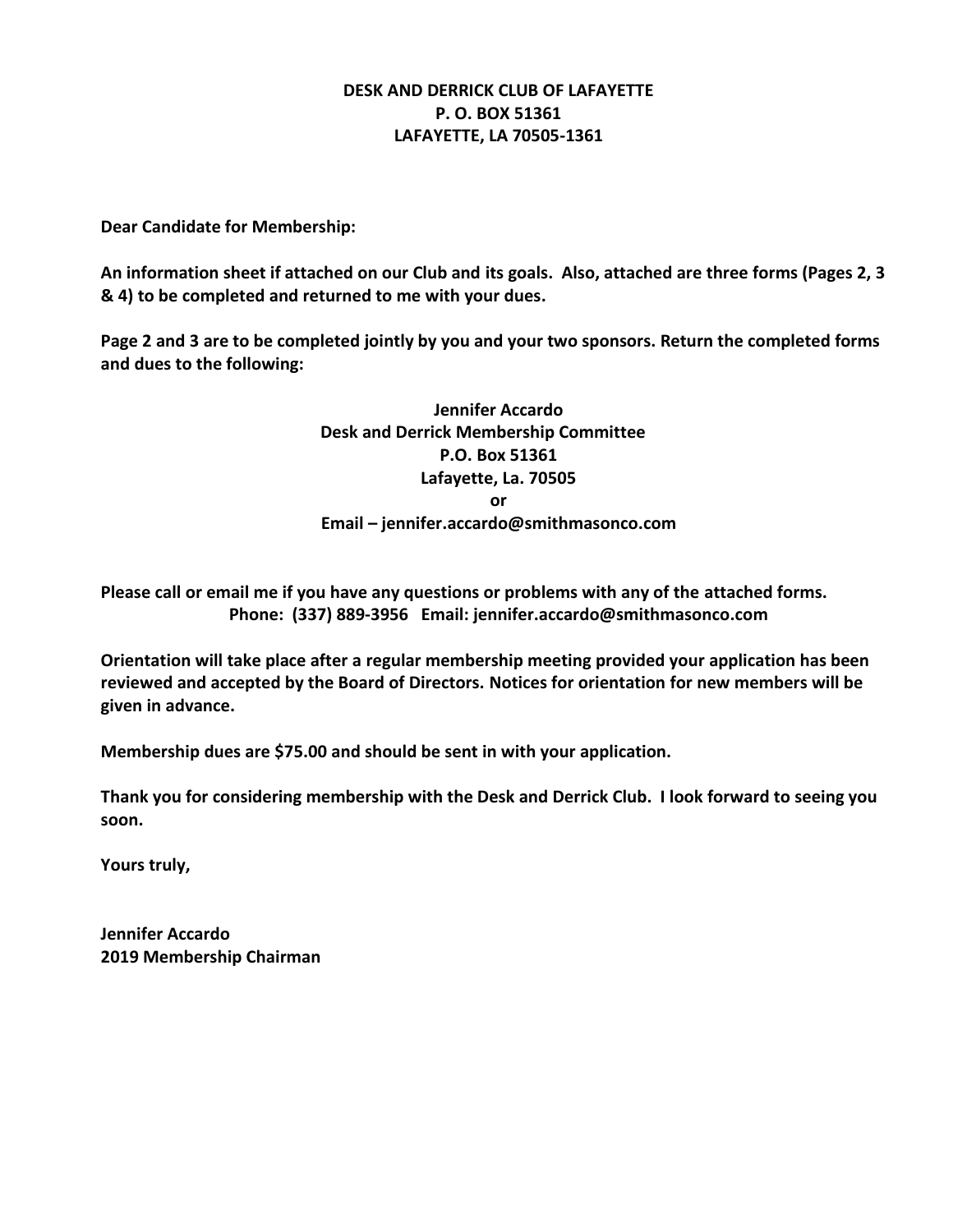**DESK AND DERRICK CLUB OF LAFAYETTE**
**P. O. BOX 51361**
**LAFAYETTE, LA 70505-1361**

**Dear Candidate for Membership:**

**An information sheet if attached on our Club and its goals. Also, attached are three forms (Pages 2, 3 & 4) to be completed and returned to me with your dues.**

**Page 2 and 3 are to be completed jointly by you and your two sponsors. Return the completed forms and dues to the following:**

**Jennifer Accardo**
**Desk and Derrick Membership Committee**
**P.O. Box 51361**
**Lafayette, La. 70505**
**or**
**Email – jennifer.accardo@smithmasonco.com**

**Please call or email me if you have any questions or problems with any of the attached forms.**
**Phone: (337) 889-3956 Email: jennifer.accardo@smithmasonco.com**

**Orientation will take place after a regular membership meeting provided your application has been reviewed and accepted by the Board of Directors. Notices for orientation for new members will be given in advance.**

**Membership dues are $75.00 and should be sent in with your application.**

**Thank you for considering membership with the Desk and Derrick Club. I look forward to seeing you soon.**

**Yours truly,**

**Jennifer Accardo**
**2019 Membership Chairman**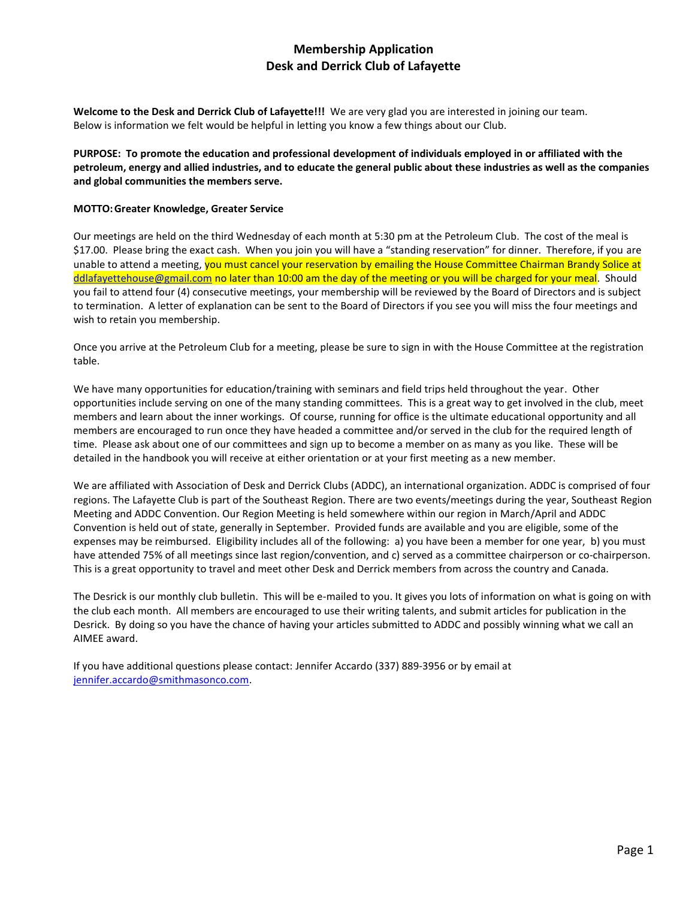# Membership Application
# Desk and Derrick Club of Lafayette

**Welcome to the Desk and Derrick Club of Lafayette!!!** We are very glad you are interested in joining our team. Below is information we felt would be helpful in letting you know a few things about our Club.

**PURPOSE: To promote the education and professional development of individuals employed in or affiliated with the petroleum, energy and allied industries, and to educate the general public about these industries as well as the companies and global communities the members serve.**

**MOTTO: Greater Knowledge, Greater Service**

Our meetings are held on the third Wednesday of each month at 5:30 pm at the Petroleum Club. The cost of the meal is $17.00. Please bring the exact cash. When you join you will have a "standing reservation" for dinner. Therefore, if you are unable to attend a meeting, you must cancel your reservation by emailing the House Committee Chairman Brandy Solice at ddlafayettehouse@gmail.com no later than 10:00 am the day of the meeting or you will be charged for your meal. Should you fail to attend four (4) consecutive meetings, your membership will be reviewed by the Board of Directors and is subject to termination. A letter of explanation can be sent to the Board of Directors if you see you will miss the four meetings and wish to retain you membership.

Once you arrive at the Petroleum Club for a meeting, please be sure to sign in with the House Committee at the registration table.

We have many opportunities for education/training with seminars and field trips held throughout the year. Other opportunities include serving on one of the many standing committees. This is a great way to get involved in the club, meet members and learn about the inner workings. Of course, running for office is the ultimate educational opportunity and all members are encouraged to run once they have headed a committee and/or served in the club for the required length of time. Please ask about one of our committees and sign up to become a member on as many as you like. These will be detailed in the handbook you will receive at either orientation or at your first meeting as a new member.

We are affiliated with Association of Desk and Derrick Clubs (ADDC), an international organization. ADDC is comprised of four regions. The Lafayette Club is part of the Southeast Region. There are two events/meetings during the year, Southeast Region Meeting and ADDC Convention. Our Region Meeting is held somewhere within our region in March/April and ADDC Convention is held out of state, generally in September. Provided funds are available and you are eligible, some of the expenses may be reimbursed. Eligibility includes all of the following: a) you have been a member for one year, b) you must have attended 75% of all meetings since last region/convention, and c) served as a committee chairperson or co-chairperson. This is a great opportunity to travel and meet other Desk and Derrick members from across the country and Canada.

The Desrick is our monthly club bulletin. This will be e-mailed to you. It gives you lots of information on what is going on with the club each month. All members are encouraged to use their writing talents, and submit articles for publication in the Desrick. By doing so you have the chance of having your articles submitted to ADDC and possibly winning what we call an AIMEE award.

If you have additional questions please contact: Jennifer Accardo (337) 889-3956 or by email at jennifer.accardo@smithmasonco.com.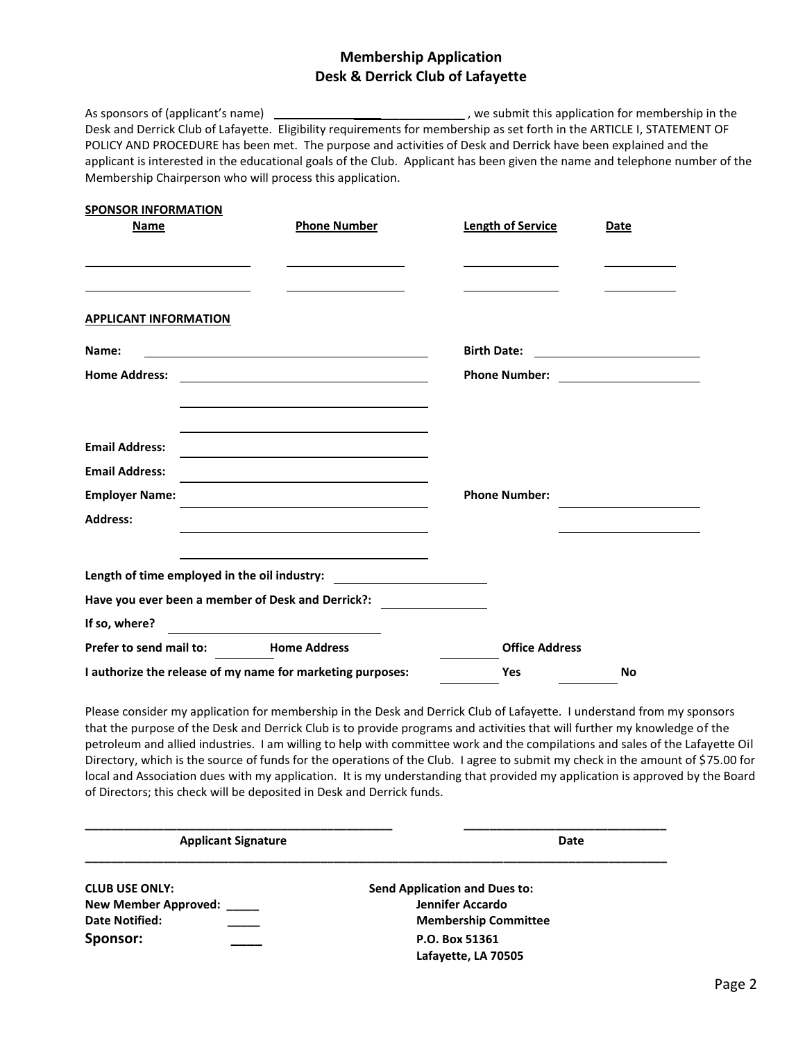# Membership Application
## Desk & Derrick Club of Lafayette

As sponsors of (applicant's name) ______________________________ , we submit this application for membership in the Desk and Derrick Club of Lafayette. Eligibility requirements for membership as set forth in the ARTICLE I, STATEMENT OF POLICY AND PROCEDURE has been met. The purpose and activities of Desk and Derrick have been explained and the applicant is interested in the educational goals of the Club. Applicant has been given the name and telephone number of the Membership Chairperson who will process this application.

**SPONSOR INFORMATION**

| Name | Phone Number | Length of Service | Date |
|---|---|---|---|
| | | | |
| | | | |

**APPLICANT INFORMATION**

**Name:** ______________________________ **Birth Date:** ____________________

**Home Address:** ______________________________ **Phone Number:** ____________________

______________________________

______________________________

**Email Address:** ______________________________

**Email Address:** ______________________________

**Employer Name:** ______________________________ **Phone Number:** ____________________

**Address:** ______________________________ ____________________

______________________________

**Length of time employed in the oil industry:** ____________________

**Have you ever been a member of Desk and Derrick?:** ____________________

**If so, where?** ______________________________

**Prefer to send mail to:** ______ **Home Address** ______ **Office Address**

**I authorize the release of my name for marketing purposes:** ______ **Yes** ______ **No**

Please consider my application for membership in the Desk and Derrick Club of Lafayette. I understand from my sponsors that the purpose of the Desk and Derrick Club is to provide programs and activities that will further my knowledge of the petroleum and allied industries. I am willing to help with committee work and the compilations and sales of the Lafayette Oil Directory, which is the source of funds for the operations of the Club. I agree to submit my check in the amount of $75.00 for local and Association dues with my application. It is my understanding that provided my application is approved by the Board of Directors; this check will be deposited in Desk and Derrick funds.

______________________________ ______________________________

**Applicant Signature** **Date**

**CLUB USE ONLY:**
**New Member Approved:** _____
**Date Notified:** _____
**Sponsor:** _____

**Send Application and Dues to:**
**Jennifer Accardo**
**Membership Committee**
**P.O. Box 51361**
**Lafayette, LA 70505**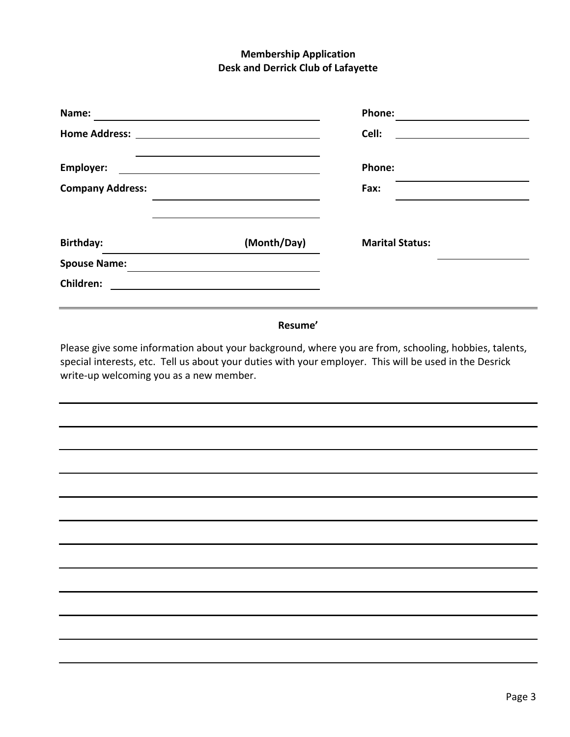**Membership Application**
**Desk and Derrick Club of Lafayette**

**Name:** \_\_\_\_\_\_\_\_\_\_\_\_\_\_\_\_\_\_\_\_\_\_\_\_\_\_\_\_\_\_

**Phone:** \_\_\_\_\_\_\_\_\_\_\_\_\_\_\_\_\_\_\_\_

**Home Address:** \_\_\_\_\_\_\_\_\_\_\_\_\_\_\_\_\_\_\_\_\_\_\_\_\_\_\_\_\_\_

\_\_\_\_\_\_\_\_\_\_\_\_\_\_\_\_\_\_\_\_\_\_\_\_\_\_\_\_\_\_

**Cell:** \_\_\_\_\_\_\_\_\_\_\_\_\_\_\_\_\_\_\_\_

**Employer:** \_\_\_\_\_\_\_\_\_\_\_\_\_\_\_\_\_\_\_\_\_\_\_\_\_\_\_\_\_\_

**Phone:** \_\_\_\_\_\_\_\_\_\_\_\_\_\_\_\_\_\_\_\_

**Company Address:** \_\_\_\_\_\_\_\_\_\_\_\_\_\_\_\_\_\_\_\_\_\_\_\_\_\_\_\_\_\_

\_\_\_\_\_\_\_\_\_\_\_\_\_\_\_\_\_\_\_\_\_\_\_\_\_\_\_\_\_\_

**Fax:** \_\_\_\_\_\_\_\_\_\_\_\_\_\_\_\_\_\_\_\_

**Birthday:** \_\_\_\_\_\_\_\_\_\_\_\_\_\_\_\_\_\_\_\_ **(Month/Day)**

**Marital Status:** \_\_\_\_\_\_\_\_\_\_\_\_\_\_\_\_\_\_\_\_

**Spouse Name:** \_\_\_\_\_\_\_\_\_\_\_\_\_\_\_\_\_\_\_\_\_\_\_\_\_\_\_\_\_\_

**Children:** \_\_\_\_\_\_\_\_\_\_\_\_\_\_\_\_\_\_\_\_\_\_\_\_\_\_\_\_\_\_

---

**Resume'**

Please give some information about your background, where you are from, schooling, hobbies, talents, special interests, etc. Tell us about your duties with your employer. This will be used in the Desrick write-up welcoming you as a new member.

\_\_\_\_\_\_\_\_\_\_\_\_\_\_\_\_\_\_\_\_\_\_\_\_\_\_\_\_\_\_\_\_\_\_\_\_\_\_\_\_\_\_\_\_\_\_\_\_\_\_\_\_\_\_\_\_\_\_\_\_\_\_\_\_\_\_\_\_\_\_

\_\_\_\_\_\_\_\_\_\_\_\_\_\_\_\_\_\_\_\_\_\_\_\_\_\_\_\_\_\_\_\_\_\_\_\_\_\_\_\_\_\_\_\_\_\_\_\_\_\_\_\_\_\_\_\_\_\_\_\_\_\_\_\_\_\_\_\_\_\_

\_\_\_\_\_\_\_\_\_\_\_\_\_\_\_\_\_\_\_\_\_\_\_\_\_\_\_\_\_\_\_\_\_\_\_\_\_\_\_\_\_\_\_\_\_\_\_\_\_\_\_\_\_\_\_\_\_\_\_\_\_\_\_\_\_\_\_\_\_\_

\_\_\_\_\_\_\_\_\_\_\_\_\_\_\_\_\_\_\_\_\_\_\_\_\_\_\_\_\_\_\_\_\_\_\_\_\_\_\_\_\_\_\_\_\_\_\_\_\_\_\_\_\_\_\_\_\_\_\_\_\_\_\_\_\_\_\_\_\_\_

\_\_\_\_\_\_\_\_\_\_\_\_\_\_\_\_\_\_\_\_\_\_\_\_\_\_\_\_\_\_\_\_\_\_\_\_\_\_\_\_\_\_\_\_\_\_\_\_\_\_\_\_\_\_\_\_\_\_\_\_\_\_\_\_\_\_\_\_\_\_

\_\_\_\_\_\_\_\_\_\_\_\_\_\_\_\_\_\_\_\_\_\_\_\_\_\_\_\_\_\_\_\_\_\_\_\_\_\_\_\_\_\_\_\_\_\_\_\_\_\_\_\_\_\_\_\_\_\_\_\_\_\_\_\_\_\_\_\_\_\_

\_\_\_\_\_\_\_\_\_\_\_\_\_\_\_\_\_\_\_\_\_\_\_\_\_\_\_\_\_\_\_\_\_\_\_\_\_\_\_\_\_\_\_\_\_\_\_\_\_\_\_\_\_\_\_\_\_\_\_\_\_\_\_\_\_\_\_\_\_\_

\_\_\_\_\_\_\_\_\_\_\_\_\_\_\_\_\_\_\_\_\_\_\_\_\_\_\_\_\_\_\_\_\_\_\_\_\_\_\_\_\_\_\_\_\_\_\_\_\_\_\_\_\_\_\_\_\_\_\_\_\_\_\_\_\_\_\_\_\_\_

\_\_\_\_\_\_\_\_\_\_\_\_\_\_\_\_\_\_\_\_\_\_\_\_\_\_\_\_\_\_\_\_\_\_\_\_\_\_\_\_\_\_\_\_\_\_\_\_\_\_\_\_\_\_\_\_\_\_\_\_\_\_\_\_\_\_\_\_\_\_

\_\_\_\_\_\_\_\_\_\_\_\_\_\_\_\_\_\_\_\_\_\_\_\_\_\_\_\_\_\_\_\_\_\_\_\_\_\_\_\_\_\_\_\_\_\_\_\_\_\_\_\_\_\_\_\_\_\_\_\_\_\_\_\_\_\_\_\_\_\_

\_\_\_\_\_\_\_\_\_\_\_\_\_\_\_\_\_\_\_\_\_\_\_\_\_\_\_\_\_\_\_\_\_\_\_\_\_\_\_\_\_\_\_\_\_\_\_\_\_\_\_\_\_\_\_\_\_\_\_\_\_\_\_\_\_\_\_\_\_\_

\_\_\_\_\_\_\_\_\_\_\_\_\_\_\_\_\_\_\_\_\_\_\_\_\_\_\_\_\_\_\_\_\_\_\_\_\_\_\_\_\_\_\_\_\_\_\_\_\_\_\_\_\_\_\_\_\_\_\_\_\_\_\_\_\_\_\_\_\_\_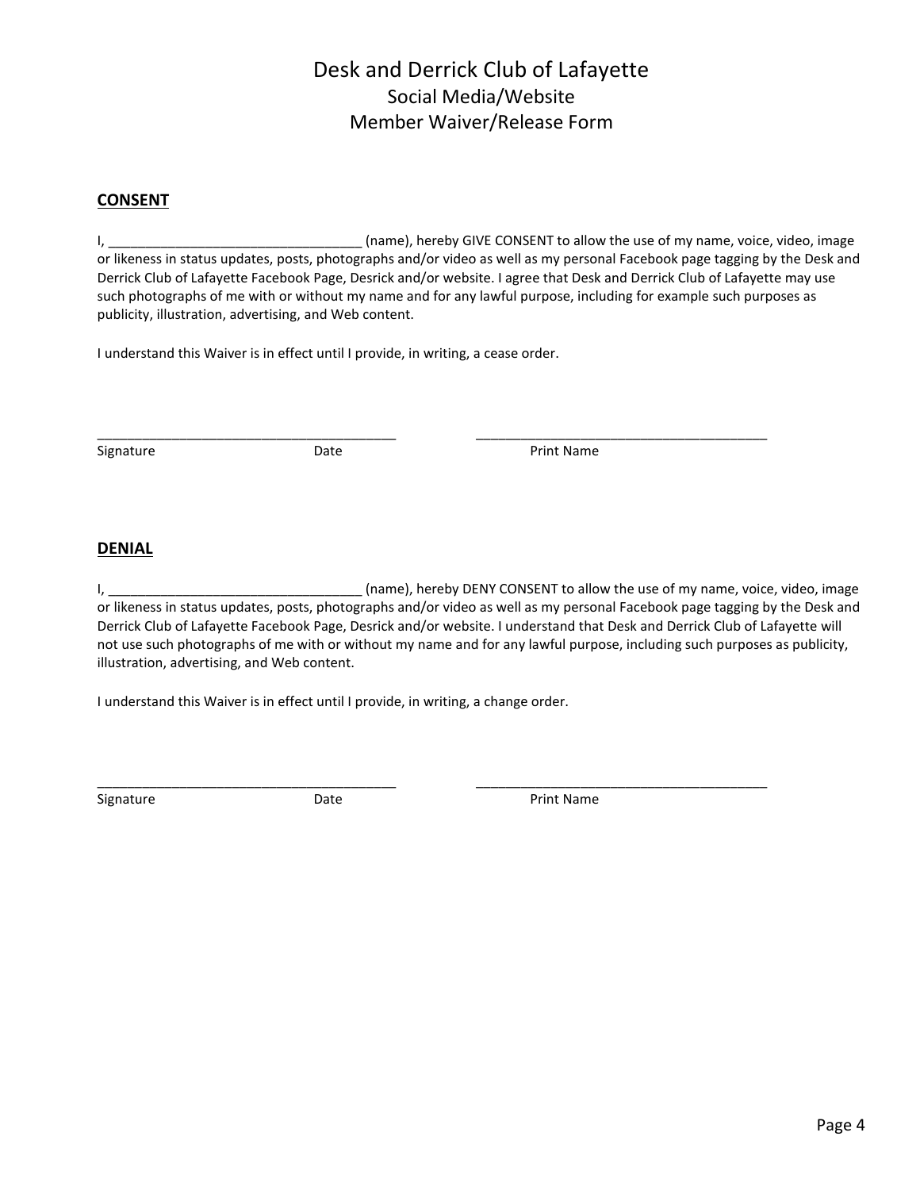# Desk and Derrick Club of Lafayette

## Social Media/Website

## Member Waiver/Release Form

**CONSENT**

I, __________________________________ (name), hereby GIVE CONSENT to allow the use of my name, voice, video, image or likeness in status updates, posts, photographs and/or video as well as my personal Facebook page tagging by the Desk and Derrick Club of Lafayette Facebook Page, Desrick and/or website. I agree that Desk and Derrick Club of Lafayette may use such photographs of me with or without my name and for any lawful purpose, including for example such purposes as publicity, illustration, advertising, and Web content.

I understand this Waiver is in effect until I provide, in writing, a cease order.

________________________________________ ________________________________________

Signature Date Print Name

**DENIAL**

I, __________________________________ (name), hereby DENY CONSENT to allow the use of my name, voice, video, image or likeness in status updates, posts, photographs and/or video as well as my personal Facebook page tagging by the Desk and Derrick Club of Lafayette Facebook Page, Desrick and/or website. I understand that Desk and Derrick Club of Lafayette will not use such photographs of me with or without my name and for any lawful purpose, including such purposes as publicity, illustration, advertising, and Web content.

I understand this Waiver is in effect until I provide, in writing, a change order.

________________________________________ ________________________________________

Signature Date Print Name